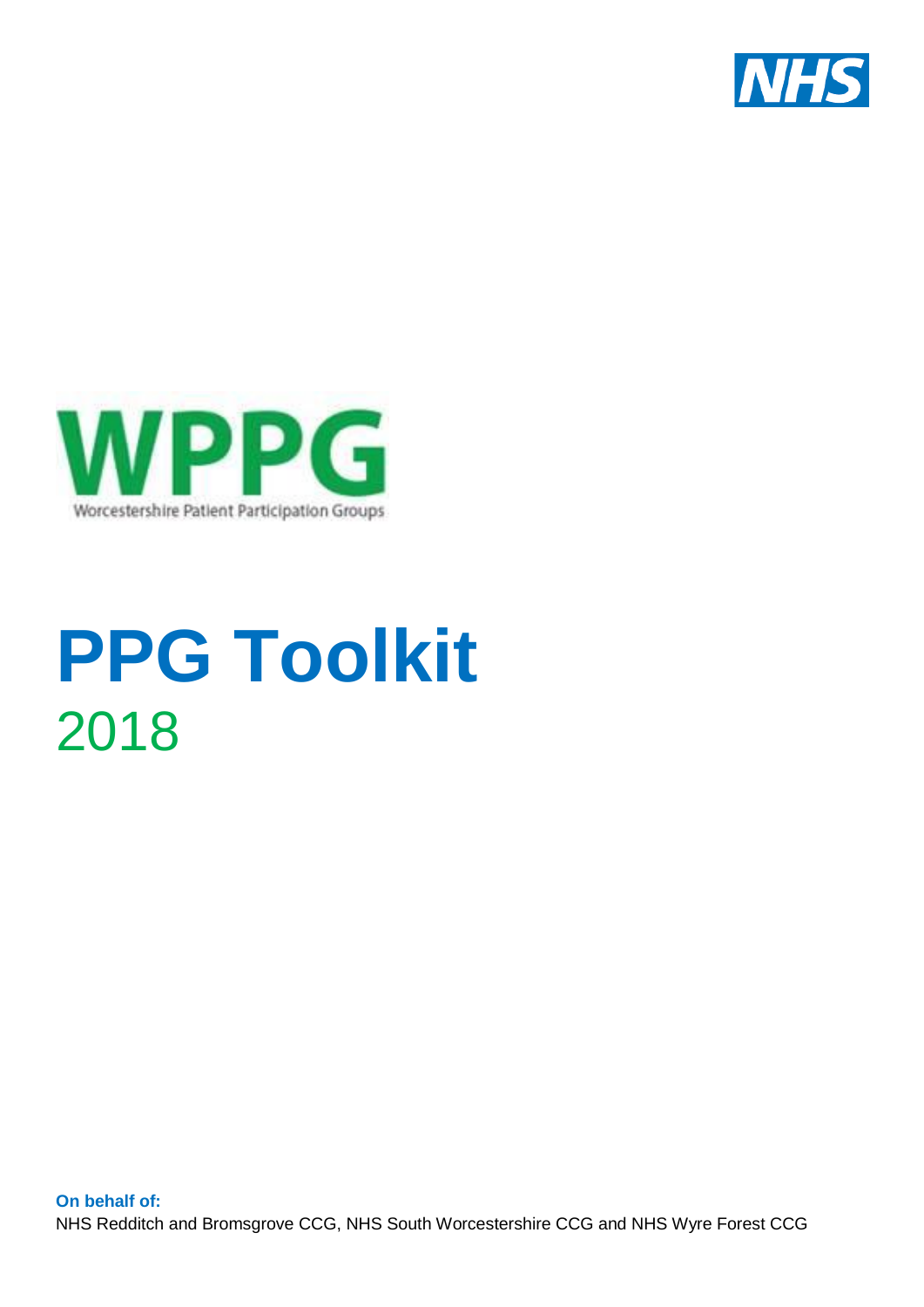NHS

WPPG

Worcestershire Patient Participation Groups

# PPG Toolkit

2018

**On behalf of:**

NHS Redditch and Bromsgrove CCG, NHS South Worcestershire CCG and NHS Wyre Forest CCG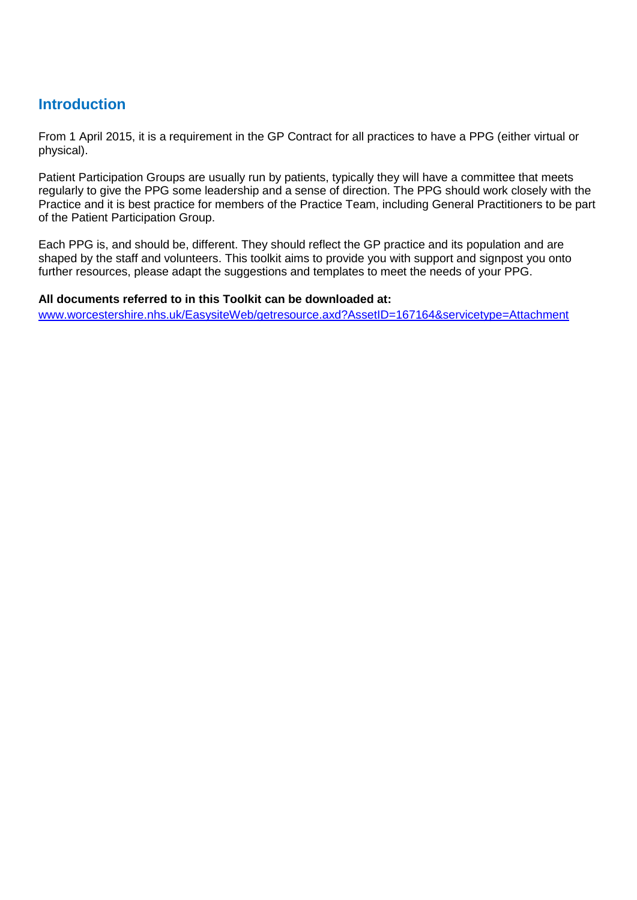## Introduction

From 1 April 2015, it is a requirement in the GP Contract for all practices to have a PPG (either virtual or physical).

Patient Participation Groups are usually run by patients, typically they will have a committee that meets regularly to give the PPG some leadership and a sense of direction. The PPG should work closely with the Practice and it is best practice for members of the Practice Team, including General Practitioners to be part of the Patient Participation Group.

Each PPG is, and should be, different. They should reflect the GP practice and its population and are shaped by the staff and volunteers. This toolkit aims to provide you with support and signpost you onto further resources, please adapt the suggestions and templates to meet the needs of your PPG.

**All documents referred to in this Toolkit can be downloaded at:**
[www.worcestershire.nhs.uk/EasysiteWeb/getresource.axd?AssetID=167164&servicetype=Attachment](http://www.worcestershire.nhs.uk/EasysiteWeb/getresource.axd?AssetID=167164&servicetype=Attachment)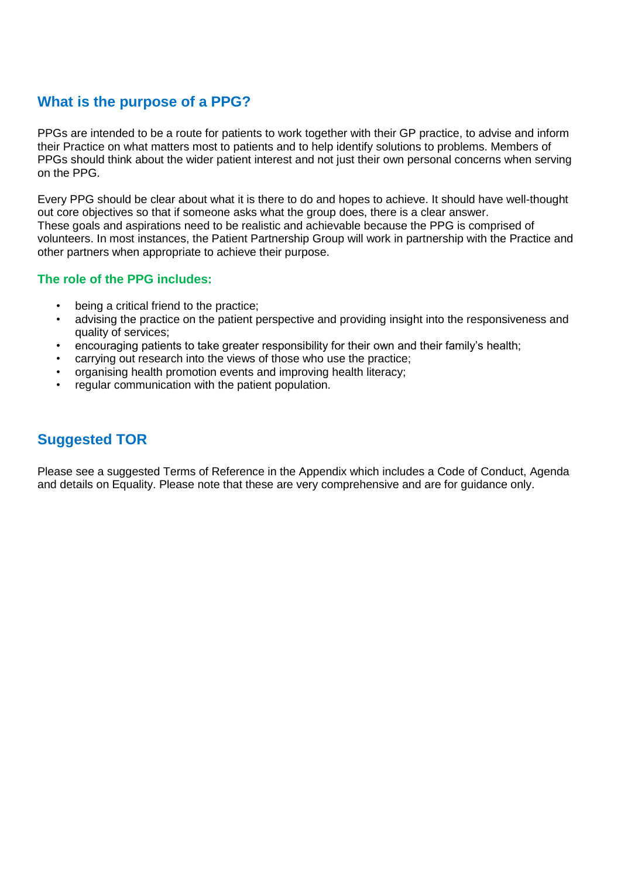## What is the purpose of a PPG?

PPGs are intended to be a route for patients to work together with their GP practice, to advise and inform their Practice on what matters most to patients and to help identify solutions to problems. Members of PPGs should think about the wider patient interest and not just their own personal concerns when serving on the PPG.

Every PPG should be clear about what it is there to do and hopes to achieve. It should have well-thought out core objectives so that if someone asks what the group does, there is a clear answer.
These goals and aspirations need to be realistic and achievable because the PPG is comprised of volunteers. In most instances, the Patient Partnership Group will work in partnership with the Practice and other partners when appropriate to achieve their purpose.

### The role of the PPG includes:

- being a critical friend to the practice;
- advising the practice on the patient perspective and providing insight into the responsiveness and quality of services;
- encouraging patients to take greater responsibility for their own and their family's health;
- carrying out research into the views of those who use the practice;
- organising health promotion events and improving health literacy;
- regular communication with the patient population.

## Suggested TOR

Please see a suggested Terms of Reference in the Appendix which includes a Code of Conduct, Agenda and details on Equality. Please note that these are very comprehensive and are for guidance only.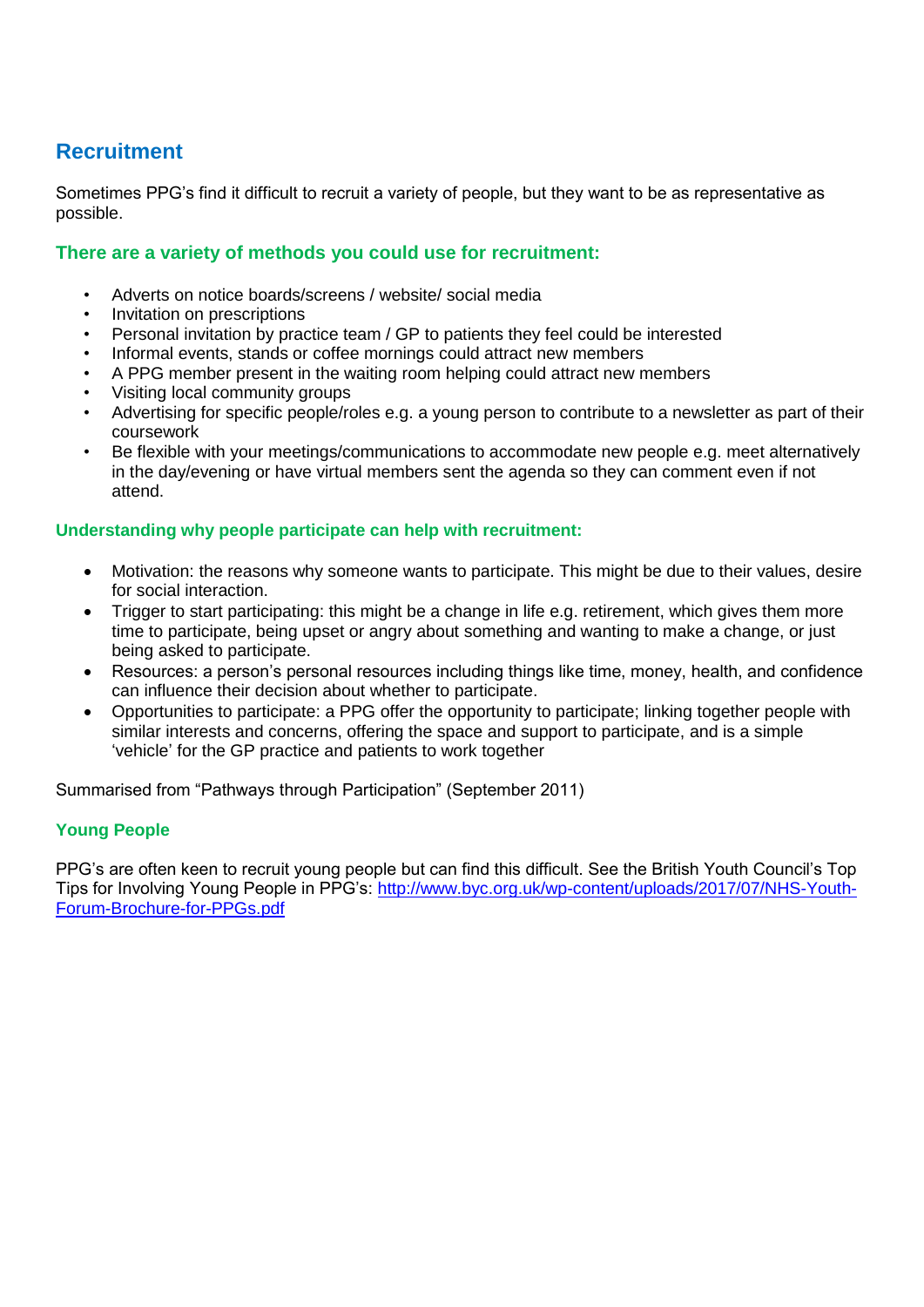## Recruitment

Sometimes PPG's find it difficult to recruit a variety of people, but they want to be as representative as possible.

### There are a variety of methods you could use for recruitment:

- Adverts on notice boards/screens / website/ social media
- Invitation on prescriptions
- Personal invitation by practice team / GP to patients they feel could be interested
- Informal events, stands or coffee mornings could attract new members
- A PPG member present in the waiting room helping could attract new members
- Visiting local community groups
- Advertising for specific people/roles e.g. a young person to contribute to a newsletter as part of their coursework
- Be flexible with your meetings/communications to accommodate new people e.g. meet alternatively in the day/evening or have virtual members sent the agenda so they can comment even if not attend.

### Understanding why people participate can help with recruitment:

- Motivation: the reasons why someone wants to participate. This might be due to their values, desire for social interaction.
- Trigger to start participating: this might be a change in life e.g. retirement, which gives them more time to participate, being upset or angry about something and wanting to make a change, or just being asked to participate.
- Resources: a person's personal resources including things like time, money, health, and confidence can influence their decision about whether to participate.
- Opportunities to participate: a PPG offer the opportunity to participate; linking together people with similar interests and concerns, offering the space and support to participate, and is a simple 'vehicle' for the GP practice and patients to work together

Summarised from "Pathways through Participation" (September 2011)

### Young People

PPG's are often keen to recruit young people but can find this difficult. See the British Youth Council's Top Tips for Involving Young People in PPG's: [http://www.byc.org.uk/wp-content/uploads/2017/07/NHS-Youth-Forum-Brochure-for-PPGs.pdf](http://www.byc.org.uk/wp-content/uploads/2017/07/NHS-Youth-Forum-Brochure-for-PPGs.pdf)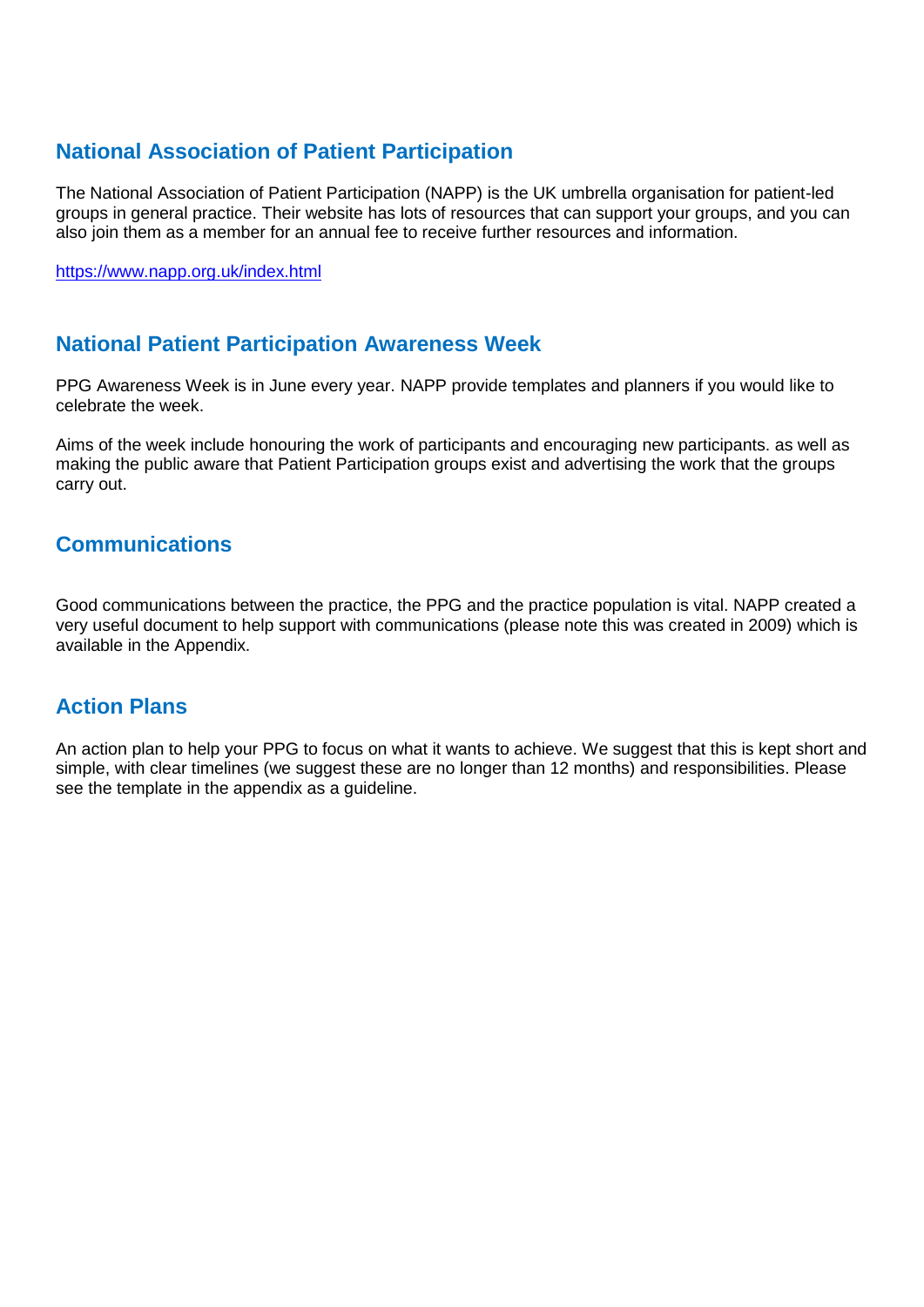## National Association of Patient Participation

The National Association of Patient Participation (NAPP) is the UK umbrella organisation for patient-led groups in general practice. Their website has lots of resources that can support your groups, and you can also join them as a member for an annual fee to receive further resources and information.

https://www.napp.org.uk/index.html

## National Patient Participation Awareness Week

PPG Awareness Week is in June every year. NAPP provide templates and planners if you would like to celebrate the week.

Aims of the week include honouring the work of participants and encouraging new participants. as well as making the public aware that Patient Participation groups exist and advertising the work that the groups carry out.

## Communications

Good communications between the practice, the PPG and the practice population is vital. NAPP created a very useful document to help support with communications (please note this was created in 2009) which is available in the Appendix.

## Action Plans

An action plan to help your PPG to focus on what it wants to achieve. We suggest that this is kept short and simple, with clear timelines (we suggest these are no longer than 12 months) and responsibilities. Please see the template in the appendix as a guideline.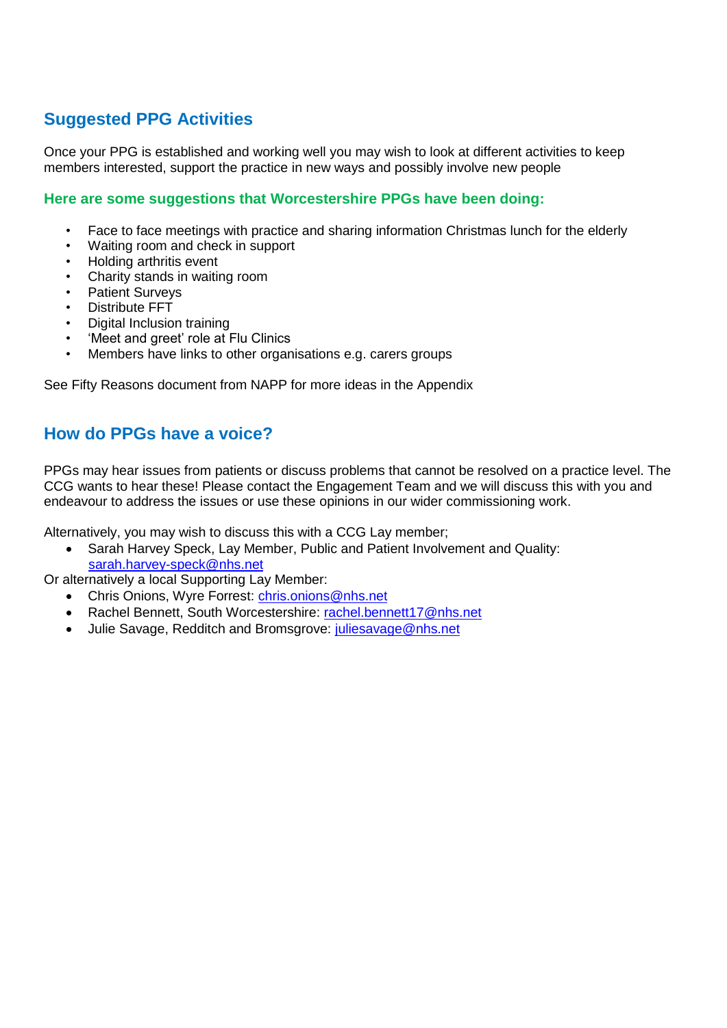## Suggested PPG Activities

Once your PPG is established and working well you may wish to look at different activities to keep members interested, support the practice in new ways and possibly involve new people

### Here are some suggestions that Worcestershire PPGs have been doing:

- Face to face meetings with practice and sharing information Christmas lunch for the elderly
- Waiting room and check in support
- Holding arthritis event
- Charity stands in waiting room
- Patient Surveys
- Distribute FFT
- Digital Inclusion training
- 'Meet and greet' role at Flu Clinics
- Members have links to other organisations e.g. carers groups

See Fifty Reasons document from NAPP for more ideas in the Appendix

## How do PPGs have a voice?

PPGs may hear issues from patients or discuss problems that cannot be resolved on a practice level. The CCG wants to hear these! Please contact the Engagement Team and we will discuss this with you and endeavour to address the issues or use these opinions in our wider commissioning work.

Alternatively, you may wish to discuss this with a CCG Lay member;

- Sarah Harvey Speck, Lay Member, Public and Patient Involvement and Quality: sarah.harvey-speck@nhs.net

Or alternatively a local Supporting Lay Member:

- Chris Onions, Wyre Forrest: chris.onions@nhs.net
- Rachel Bennett, South Worcestershire: rachel.bennett17@nhs.net
- Julie Savage, Redditch and Bromsgrove: juliesavage@nhs.net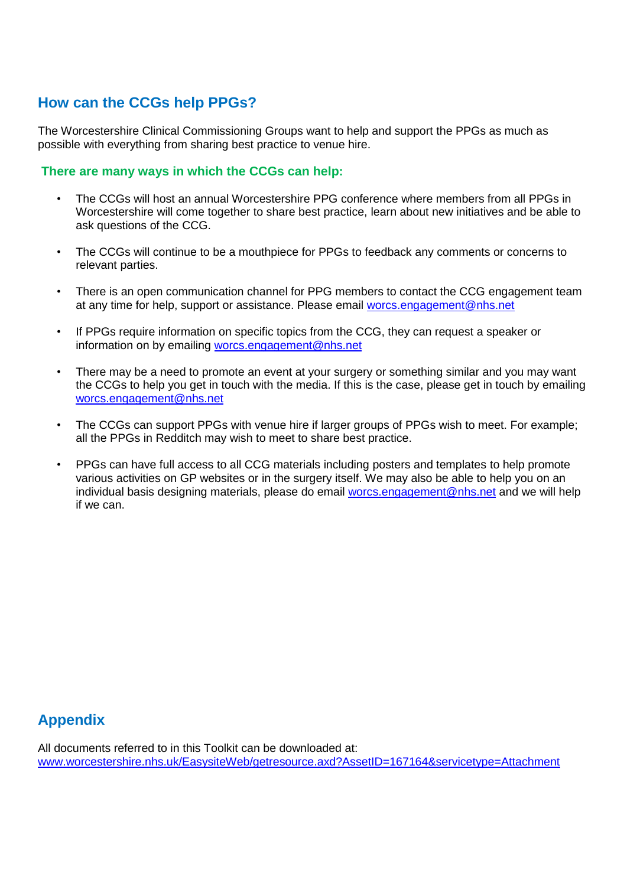## How can the CCGs help PPGs?

The Worcestershire Clinical Commissioning Groups want to help and support the PPGs as much as possible with everything from sharing best practice to venue hire.

### There are many ways in which the CCGs can help:

- The CCGs will host an annual Worcestershire PPG conference where members from all PPGs in Worcestershire will come together to share best practice, learn about new initiatives and be able to ask questions of the CCG.
- The CCGs will continue to be a mouthpiece for PPGs to feedback any comments or concerns to relevant parties.
- There is an open communication channel for PPG members to contact the CCG engagement team at any time for help, support or assistance. Please email worcs.engagement@nhs.net
- If PPGs require information on specific topics from the CCG, they can request a speaker or information on by emailing worcs.engagement@nhs.net
- There may be a need to promote an event at your surgery or something similar and you may want the CCGs to help you get in touch with the media. If this is the case, please get in touch by emailing worcs.engagement@nhs.net
- The CCGs can support PPGs with venue hire if larger groups of PPGs wish to meet. For example; all the PPGs in Redditch may wish to meet to share best practice.
- PPGs can have full access to all CCG materials including posters and templates to help promote various activities on GP websites or in the surgery itself. We may also be able to help you on an individual basis designing materials, please do email worcs.engagement@nhs.net and we will help if we can.

## Appendix

All documents referred to in this Toolkit can be downloaded at:
www.worcestershire.nhs.uk/EasysiteWeb/getresource.axd?AssetID=167164&servicetype=Attachment